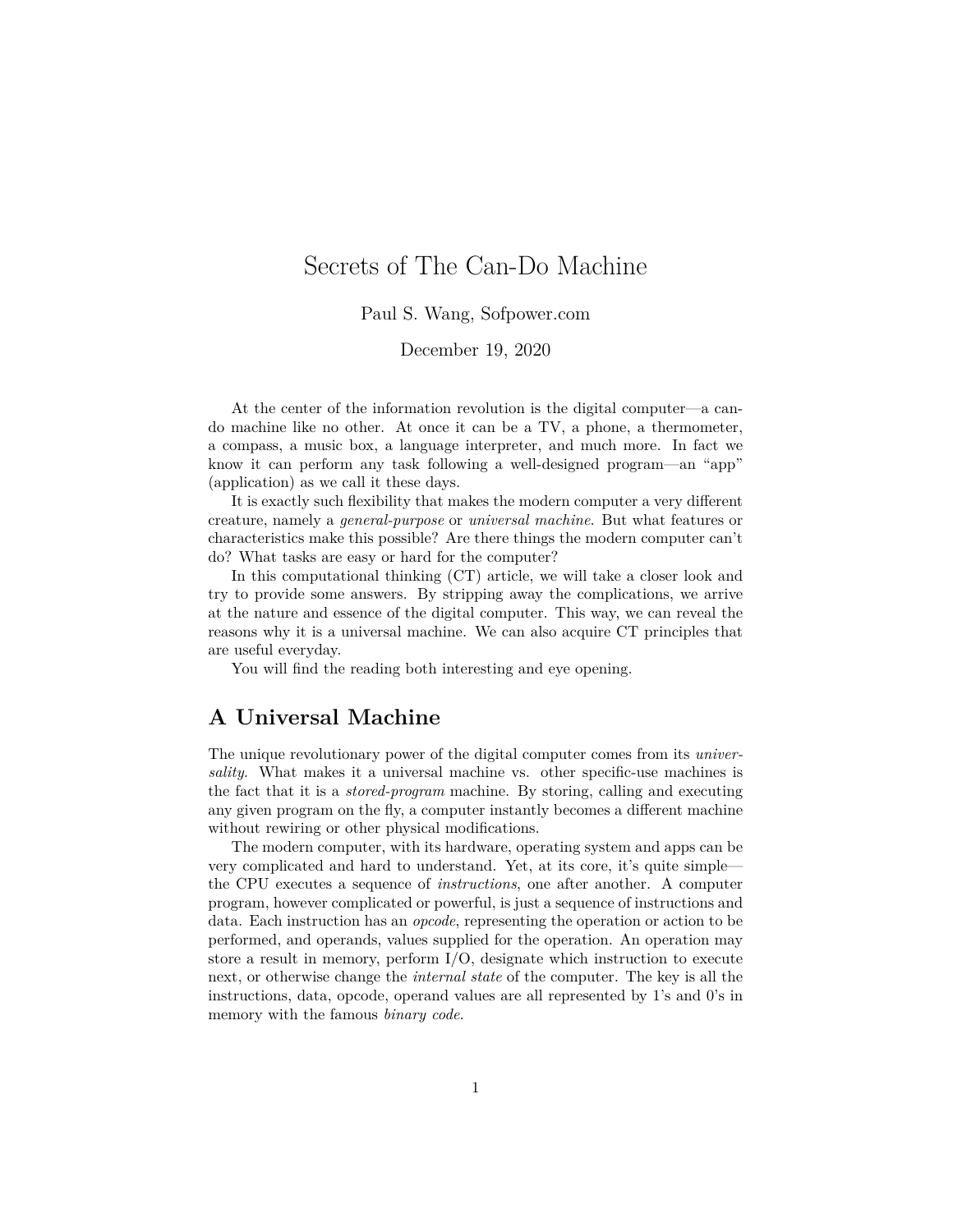# Secrets of The Can-Do Machine

Paul S. Wang, Sofpower.com

December 19, 2020

At the center of the information revolution is the digital computer—a can-do machine like no other. At once it can be a TV, a phone, a thermometer, a compass, a music box, a language interpreter, and much more. In fact we know it can perform any task following a well-designed program—an "app" (application) as we call it these days.

It is exactly such flexibility that makes the modern computer a very different creature, namely a *general-purpose* or *universal machine*. But what features or characteristics make this possible? Are there things the modern computer can't do? What tasks are easy or hard for the computer?

In this computational thinking (CT) article, we will take a closer look and try to provide some answers. By stripping away the complications, we arrive at the nature and essence of the digital computer. This way, we can reveal the reasons why it is a universal machine. We can also acquire CT principles that are useful everyday.

You will find the reading both interesting and eye opening.

## A Universal Machine

The unique revolutionary power of the digital computer comes from its *universality*. What makes it a universal machine vs. other specific-use machines is the fact that it is a *stored-program* machine. By storing, calling and executing any given program on the fly, a computer instantly becomes a different machine without rewiring or other physical modifications.

The modern computer, with its hardware, operating system and apps can be very complicated and hard to understand. Yet, at its core, it's quite simple—the CPU executes a sequence of *instructions*, one after another. A computer program, however complicated or powerful, is just a sequence of instructions and data. Each instruction has an *opcode*, representing the operation or action to be performed, and operands, values supplied for the operation. An operation may store a result in memory, perform I/O, designate which instruction to execute next, or otherwise change the *internal state* of the computer. The key is all the instructions, data, opcode, operand values are all represented by 1's and 0's in memory with the famous *binary code*.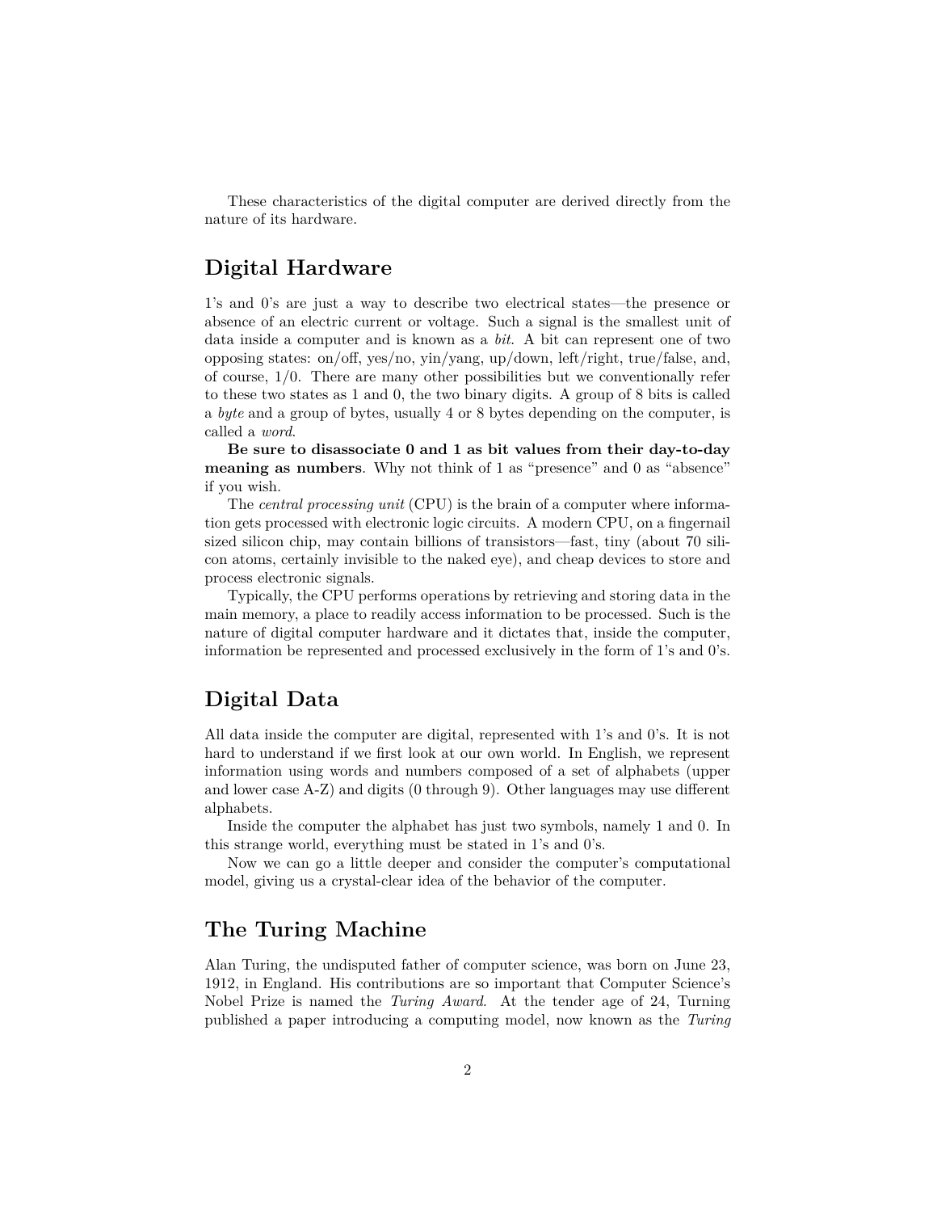These characteristics of the digital computer are derived directly from the nature of its hardware.

## Digital Hardware

1's and 0's are just a way to describe two electrical states—the presence or absence of an electric current or voltage. Such a signal is the smallest unit of data inside a computer and is known as a *bit*. A bit can represent one of two opposing states: on/off, yes/no, yin/yang, up/down, left/right, true/false, and, of course, 1/0. There are many other possibilities but we conventionally refer to these two states as 1 and 0, the two binary digits. A group of 8 bits is called a *byte* and a group of bytes, usually 4 or 8 bytes depending on the computer, is called a *word*.

**Be sure to disassociate 0 and 1 as bit values from their day-to-day meaning as numbers**. Why not think of 1 as "presence" and 0 as "absence" if you wish.

The *central processing unit* (CPU) is the brain of a computer where information gets processed with electronic logic circuits. A modern CPU, on a fingernail sized silicon chip, may contain billions of transistors—fast, tiny (about 70 silicon atoms, certainly invisible to the naked eye), and cheap devices to store and process electronic signals.

Typically, the CPU performs operations by retrieving and storing data in the main memory, a place to readily access information to be processed. Such is the nature of digital computer hardware and it dictates that, inside the computer, information be represented and processed exclusively in the form of 1's and 0's.

## Digital Data

All data inside the computer are digital, represented with 1's and 0's. It is not hard to understand if we first look at our own world. In English, we represent information using words and numbers composed of a set of alphabets (upper and lower case A-Z) and digits (0 through 9). Other languages may use different alphabets.

Inside the computer the alphabet has just two symbols, namely 1 and 0. In this strange world, everything must be stated in 1's and 0's.

Now we can go a little deeper and consider the computer's computational model, giving us a crystal-clear idea of the behavior of the computer.

## The Turing Machine

Alan Turing, the undisputed father of computer science, was born on June 23, 1912, in England. His contributions are so important that Computer Science's Nobel Prize is named the *Turing Award*. At the tender age of 24, Turning published a paper introducing a computing model, now known as the *Turing*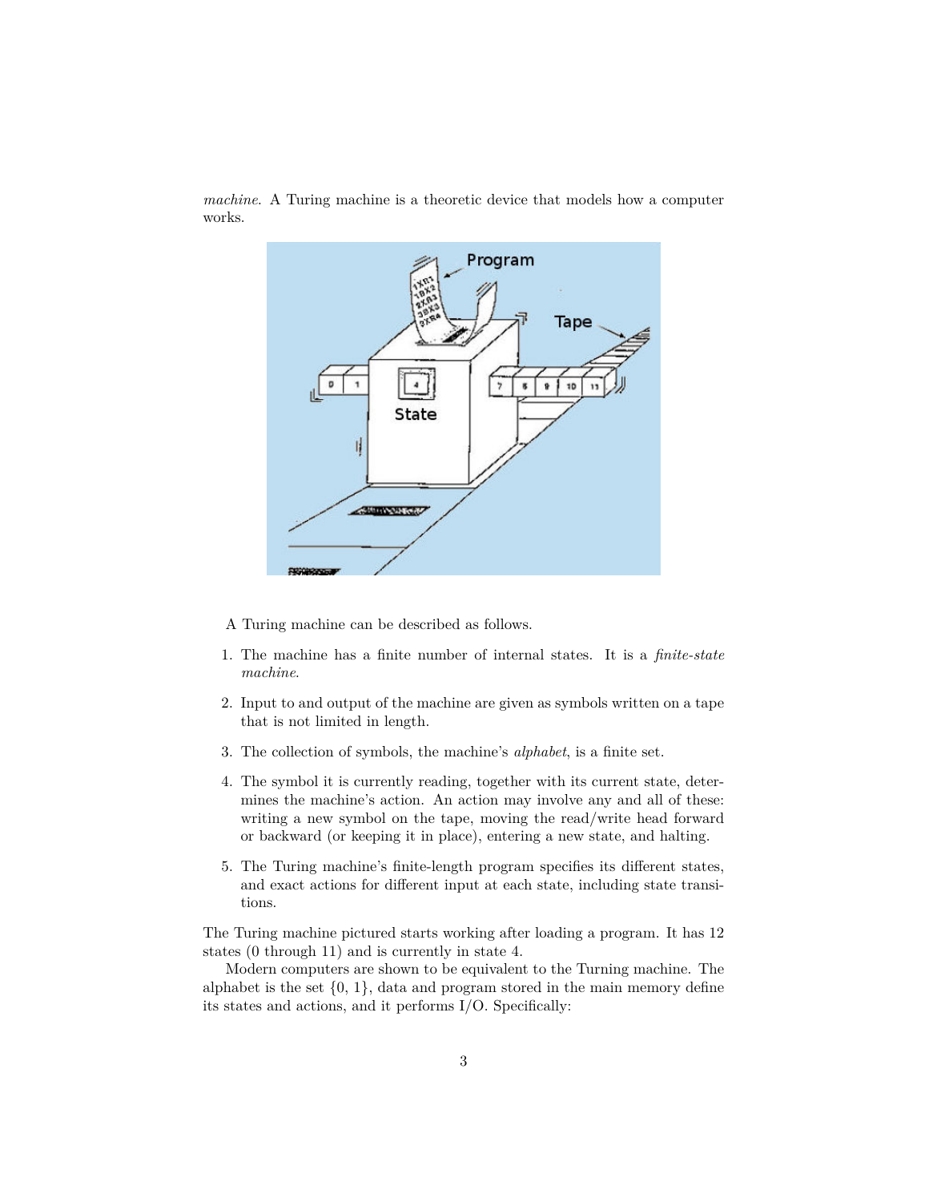*machine*. A Turing machine is a theoretic device that models how a computer works.

A Turing machine can be described as follows.

1. The machine has a finite number of internal states. It is a *finite-state machine*.
2. Input to and output of the machine are given as symbols written on a tape that is not limited in length.
3. The collection of symbols, the machine's *alphabet*, is a finite set.
4. The symbol it is currently reading, together with its current state, determines the machine's action. An action may involve any and all of these: writing a new symbol on the tape, moving the read/write head forward or backward (or keeping it in place), entering a new state, and halting.
5. The Turing machine's finite-length program specifies its different states, and exact actions for different input at each state, including state transitions.

The Turing machine pictured starts working after loading a program. It has 12 states (0 through 11) and is currently in state 4.

Modern computers are shown to be equivalent to the Turning machine. The alphabet is the set {0, 1}, data and program stored in the main memory define its states and actions, and it performs I/O. Specifically: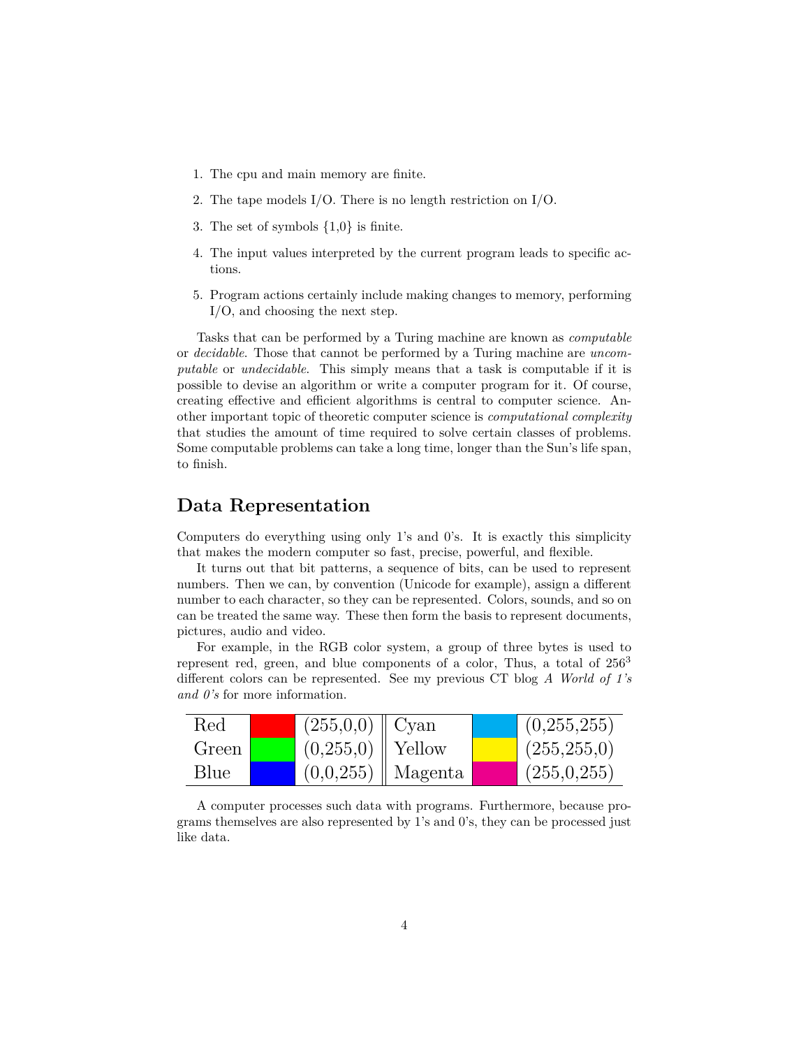1. The cpu and main memory are finite.
2. The tape models I/O. There is no length restriction on I/O.
3. The set of symbols {1,0} is finite.
4. The input values interpreted by the current program leads to specific actions.
5. Program actions certainly include making changes to memory, performing I/O, and choosing the next step.

Tasks that can be performed by a Turing machine are known as *computable* or *decidable*. Those that cannot be performed by a Turing machine are *uncomputable* or *undecidable*. This simply means that a task is computable if it is possible to devise an algorithm or write a computer program for it. Of course, creating effective and efficient algorithms is central to computer science. Another important topic of theoretic computer science is *computational complexity* that studies the amount of time required to solve certain classes of problems. Some computable problems can take a long time, longer than the Sun's life span, to finish.

## Data Representation

Computers do everything using only 1's and 0's. It is exactly this simplicity that makes the modern computer so fast, precise, powerful, and flexible.

It turns out that bit patterns, a sequence of bits, can be used to represent numbers. Then we can, by convention (Unicode for example), assign a different number to each character, so they can be represented. Colors, sounds, and so on can be treated the same way. These then form the basis to represent documents, pictures, audio and video.

For example, in the RGB color system, a group of three bytes is used to represent red, green, and blue components of a color, Thus, a total of $256^3$ different colors can be represented. See my previous CT blog *A World of 1's and 0's* for more information.

| Red | | (255,0,0) | Cyan | | (0,255,255) |
|---|---|---|---|---|---|
| Green | | (0,255,0) | Yellow | | (255,255,0) |
| Blue | | (0,0,255) | Magenta | | (255,0,255) |

A computer processes such data with programs. Furthermore, because programs themselves are also represented by 1's and 0's, they can be processed just like data.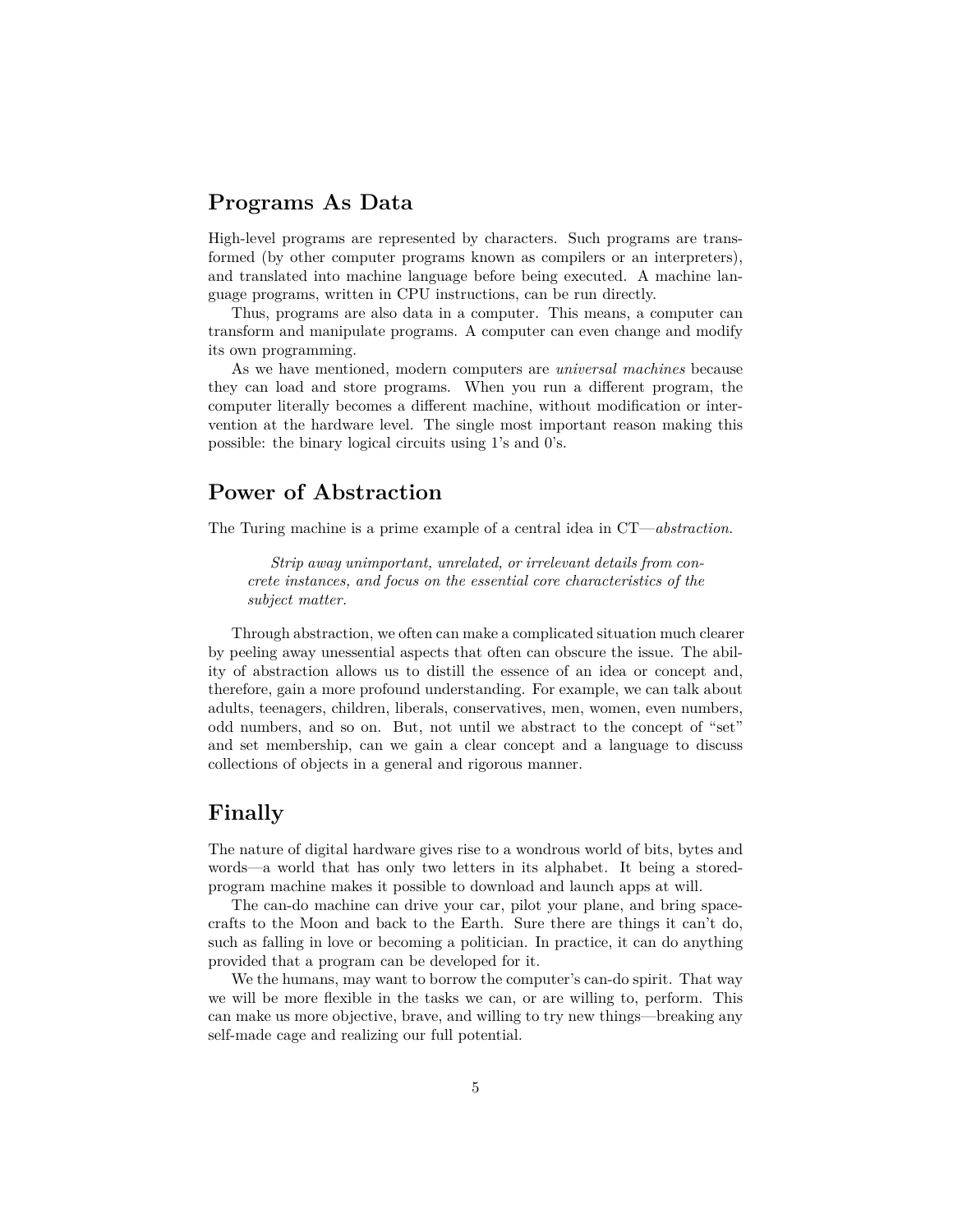## Programs As Data

High-level programs are represented by characters. Such programs are transformed (by other computer programs known as compilers or an interpreters), and translated into machine language before being executed. A machine language programs, written in CPU instructions, can be run directly.

Thus, programs are also data in a computer. This means, a computer can transform and manipulate programs. A computer can even change and modify its own programming.

As we have mentioned, modern computers are *universal machines* because they can load and store programs. When you run a different program, the computer literally becomes a different machine, without modification or intervention at the hardware level. The single most important reason making this possible: the binary logical circuits using 1's and 0's.

## Power of Abstraction

The Turing machine is a prime example of a central idea in CT—*abstraction.*

> *Strip away unimportant, unrelated, or irrelevant details from concrete instances, and focus on the essential core characteristics of the subject matter.*

Through abstraction, we often can make a complicated situation much clearer by peeling away unessential aspects that often can obscure the issue. The ability of abstraction allows us to distill the essence of an idea or concept and, therefore, gain a more profound understanding. For example, we can talk about adults, teenagers, children, liberals, conservatives, men, women, even numbers, odd numbers, and so on. But, not until we abstract to the concept of "set" and set membership, can we gain a clear concept and a language to discuss collections of objects in a general and rigorous manner.

## Finally

The nature of digital hardware gives rise to a wondrous world of bits, bytes and words—a world that has only two letters in its alphabet. It being a stored-program machine makes it possible to download and launch apps at will.

The can-do machine can drive your car, pilot your plane, and bring spacecrafts to the Moon and back to the Earth. Sure there are things it can't do, such as falling in love or becoming a politician. In practice, it can do anything provided that a program can be developed for it.

We the humans, may want to borrow the computer's can-do spirit. That way we will be more flexible in the tasks we can, or are willing to, perform. This can make us more objective, brave, and willing to try new things—breaking any self-made cage and realizing our full potential.